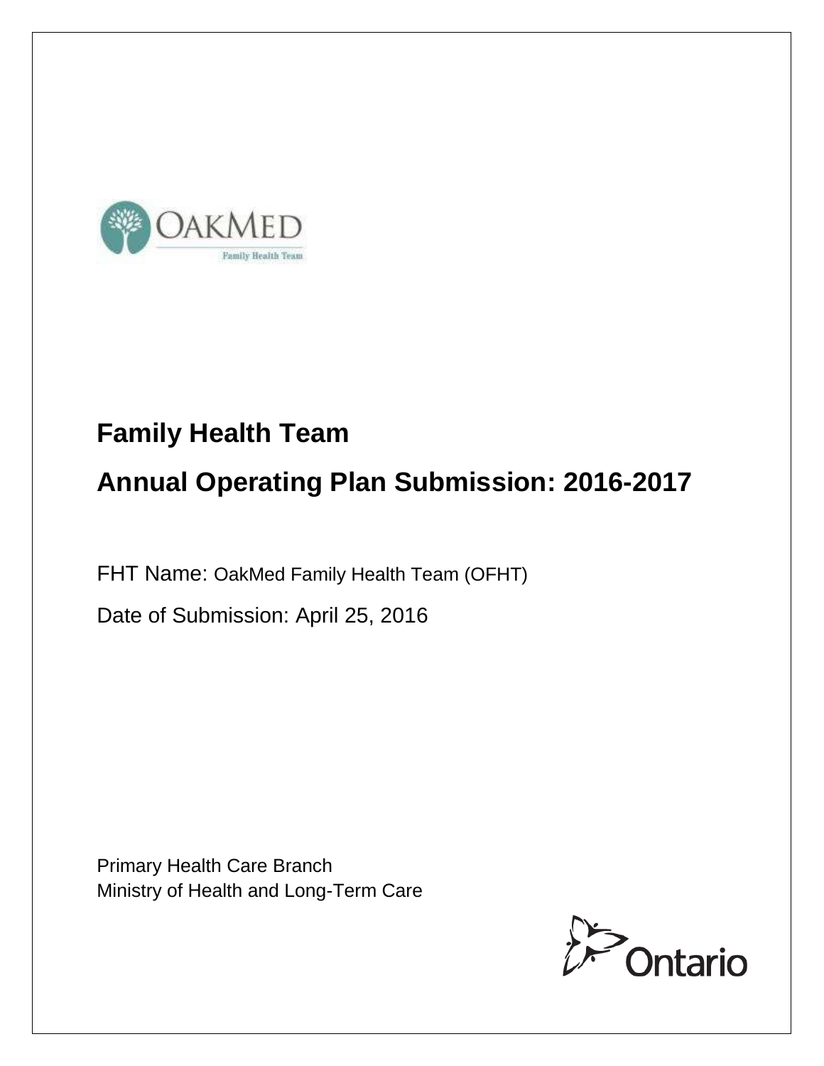# Family Health Team

# Annual Operating Plan Submission: 2016-2017

FHT Name: OakMed Family Health Team (OFHT)

Date of Submission: April 25, 2016

Primary Health Care Branch
Ministry of Health and Long-Term Care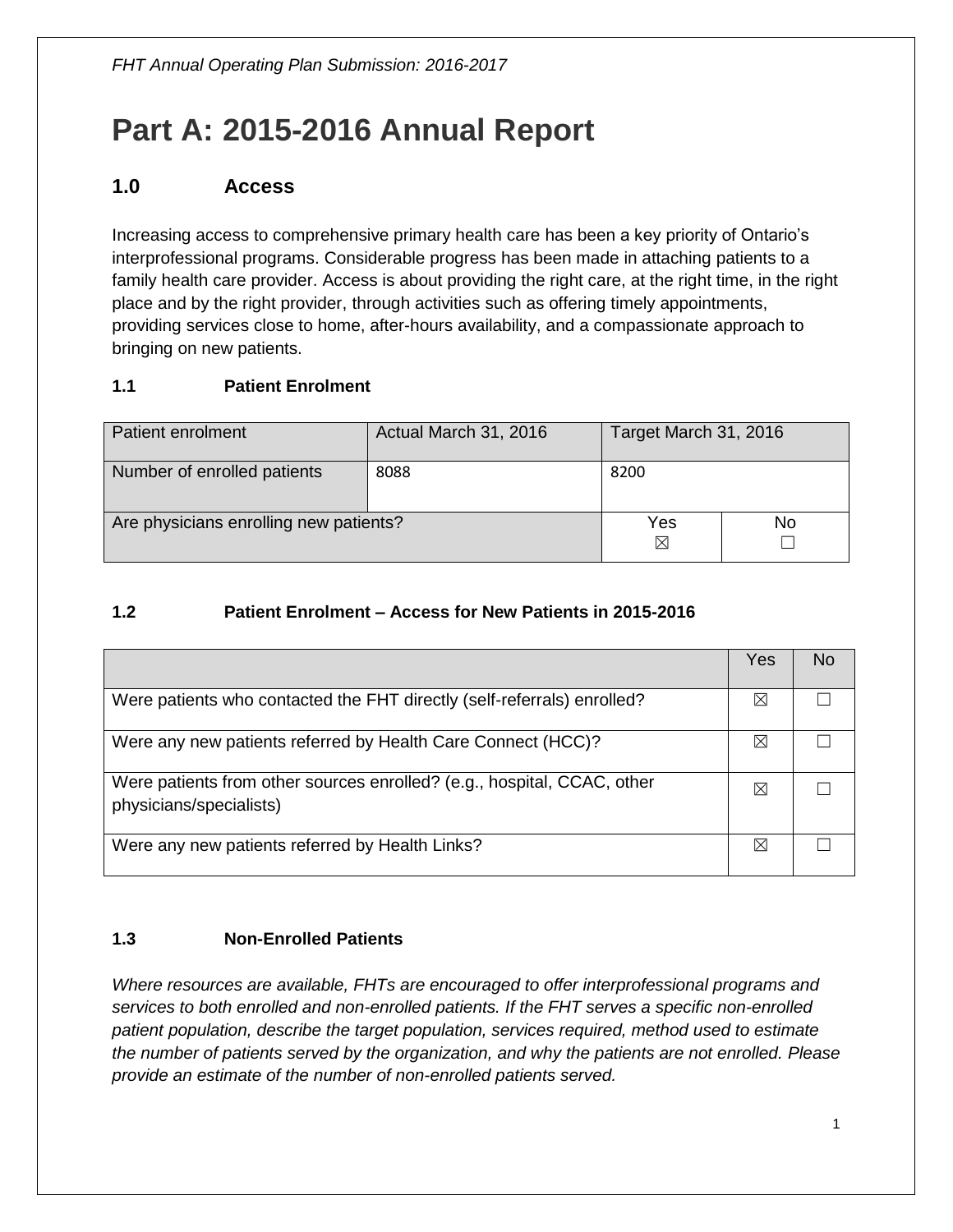# Part A: 2015-2016 Annual Report

## 1.0 Access

Increasing access to comprehensive primary health care has been a key priority of Ontario's interprofessional programs. Considerable progress has been made in attaching patients to a family health care provider. Access is about providing the right care, at the right time, in the right place and by the right provider, through activities such as offering timely appointments, providing services close to home, after-hours availability, and a compassionate approach to bringing on new patients.

### 1.1 Patient Enrolment

| Patient enrolment | Actual March 31, 2016 | Target March 31, 2016 | |
|---|---|---|---|
| Number of enrolled patients | 8088 | 8200 | |
| Are physicians enrolling new patients? | | Yes ☒ | No ☐ |

### 1.2 Patient Enrolment – Access for New Patients in 2015-2016

| | Yes | No |
|---|---|---|
| Were patients who contacted the FHT directly (self-referrals) enrolled? | ☒ | ☐ |
| Were any new patients referred by Health Care Connect (HCC)? | ☒ | ☐ |
| Were patients from other sources enrolled? (e.g., hospital, CCAC, other physicians/specialists) | ☒ | ☐ |
| Were any new patients referred by Health Links? | ☒ | ☐ |

### 1.3 Non-Enrolled Patients

*Where resources are available, FHTs are encouraged to offer interprofessional programs and services to both enrolled and non-enrolled patients. If the FHT serves a specific non-enrolled patient population, describe the target population, services required, method used to estimate the number of patients served by the organization, and why the patients are not enrolled. Please provide an estimate of the number of non-enrolled patients served.*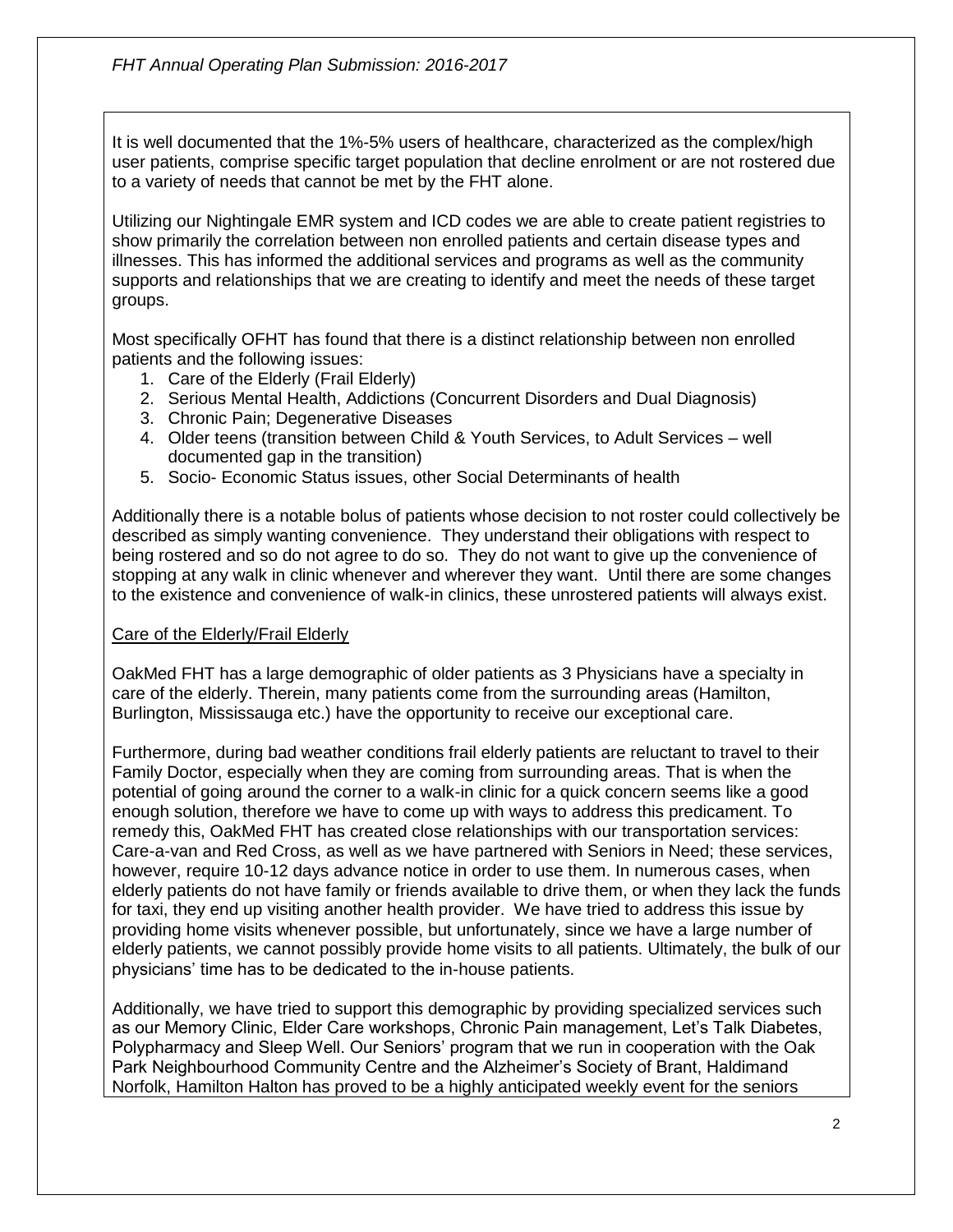It is well documented that the 1%-5% users of healthcare, characterized as the complex/high user patients, comprise specific target population that decline enrolment or are not rostered due to a variety of needs that cannot be met by the FHT alone.

Utilizing our Nightingale EMR system and ICD codes we are able to create patient registries to show primarily the correlation between non enrolled patients and certain disease types and illnesses. This has informed the additional services and programs as well as the community supports and relationships that we are creating to identify and meet the needs of these target groups.

Most specifically OFHT has found that there is a distinct relationship between non enrolled patients and the following issues:

1. Care of the Elderly (Frail Elderly)
2. Serious Mental Health, Addictions (Concurrent Disorders and Dual Diagnosis)
3. Chronic Pain; Degenerative Diseases
4. Older teens (transition between Child & Youth Services, to Adult Services – well documented gap in the transition)
5. Socio- Economic Status issues, other Social Determinants of health

Additionally there is a notable bolus of patients whose decision to not roster could collectively be described as simply wanting convenience. They understand their obligations with respect to being rostered and so do not agree to do so. They do not want to give up the convenience of stopping at any walk in clinic whenever and wherever they want. Until there are some changes to the existence and convenience of walk-in clinics, these unrostered patients will always exist.

<u>Care of the Elderly/Frail Elderly</u>

OakMed FHT has a large demographic of older patients as 3 Physicians have a specialty in care of the elderly. Therein, many patients come from the surrounding areas (Hamilton, Burlington, Mississauga etc.) have the opportunity to receive our exceptional care.

Furthermore, during bad weather conditions frail elderly patients are reluctant to travel to their Family Doctor, especially when they are coming from surrounding areas. That is when the potential of going around the corner to a walk-in clinic for a quick concern seems like a good enough solution, therefore we have to come up with ways to address this predicament. To remedy this, OakMed FHT has created close relationships with our transportation services: Care-a-van and Red Cross, as well as we have partnered with Seniors in Need; these services, however, require 10-12 days advance notice in order to use them. In numerous cases, when elderly patients do not have family or friends available to drive them, or when they lack the funds for taxi, they end up visiting another health provider. We have tried to address this issue by providing home visits whenever possible, but unfortunately, since we have a large number of elderly patients, we cannot possibly provide home visits to all patients. Ultimately, the bulk of our physicians' time has to be dedicated to the in-house patients.

Additionally, we have tried to support this demographic by providing specialized services such as our Memory Clinic, Elder Care workshops, Chronic Pain management, Let's Talk Diabetes, Polypharmacy and Sleep Well. Our Seniors' program that we run in cooperation with the Oak Park Neighbourhood Community Centre and the Alzheimer's Society of Brant, Haldimand Norfolk, Hamilton Halton has proved to be a highly anticipated weekly event for the seniors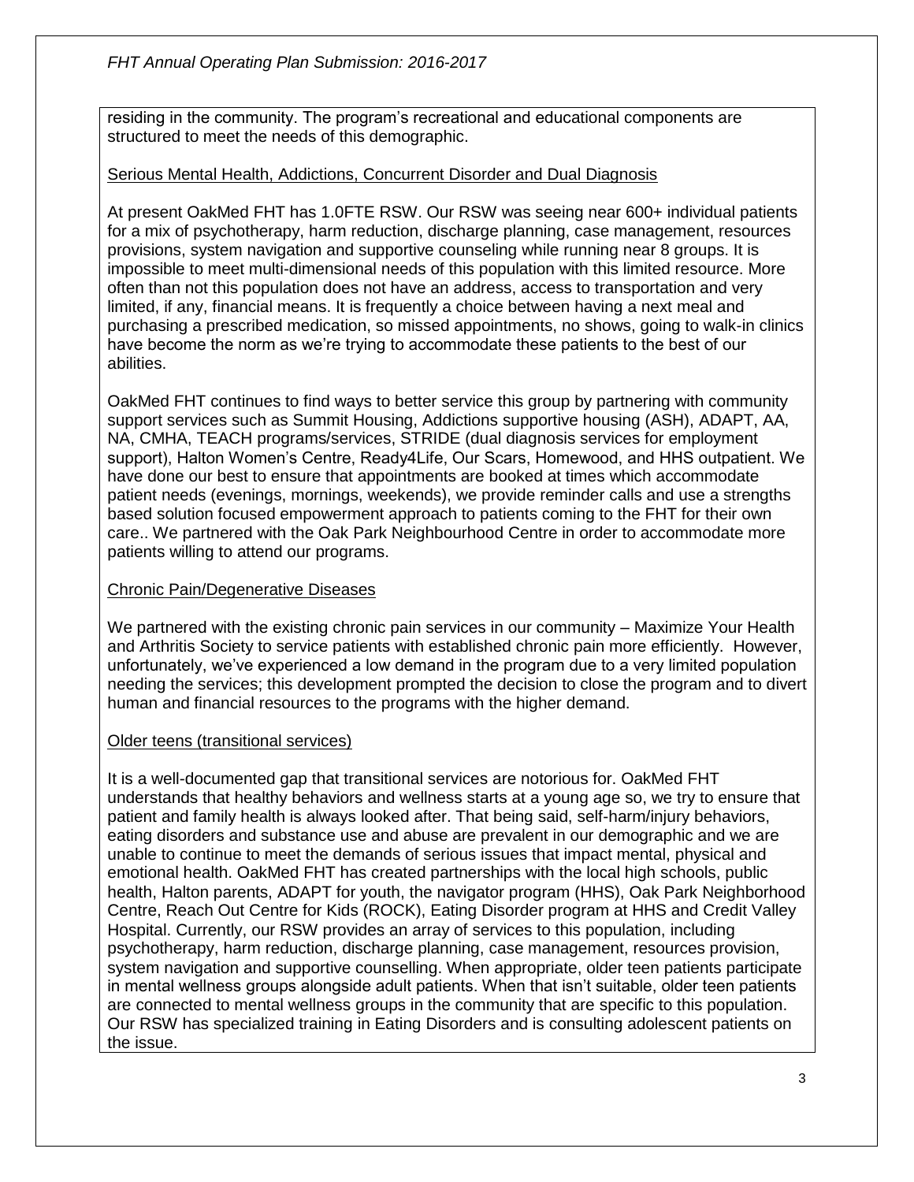residing in the community. The program's recreational and educational components are structured to meet the needs of this demographic.

Serious Mental Health, Addictions, Concurrent Disorder and Dual Diagnosis

At present OakMed FHT has 1.0FTE RSW. Our RSW was seeing near 600+ individual patients for a mix of psychotherapy, harm reduction, discharge planning, case management, resources provisions, system navigation and supportive counseling while running near 8 groups. It is impossible to meet multi-dimensional needs of this population with this limited resource. More often than not this population does not have an address, access to transportation and very limited, if any, financial means. It is frequently a choice between having a next meal and purchasing a prescribed medication, so missed appointments, no shows, going to walk-in clinics have become the norm as we're trying to accommodate these patients to the best of our abilities.

OakMed FHT continues to find ways to better service this group by partnering with community support services such as Summit Housing, Addictions supportive housing (ASH), ADAPT, AA, NA, CMHA, TEACH programs/services, STRIDE (dual diagnosis services for employment support), Halton Women's Centre, Ready4Life, Our Scars, Homewood, and HHS outpatient. We have done our best to ensure that appointments are booked at times which accommodate patient needs (evenings, mornings, weekends), we provide reminder calls and use a strengths based solution focused empowerment approach to patients coming to the FHT for their own care.. We partnered with the Oak Park Neighbourhood Centre in order to accommodate more patients willing to attend our programs.

Chronic Pain/Degenerative Diseases

We partnered with the existing chronic pain services in our community – Maximize Your Health and Arthritis Society to service patients with established chronic pain more efficiently. However, unfortunately, we've experienced a low demand in the program due to a very limited population needing the services; this development prompted the decision to close the program and to divert human and financial resources to the programs with the higher demand.

Older teens (transitional services)

It is a well-documented gap that transitional services are notorious for. OakMed FHT understands that healthy behaviors and wellness starts at a young age so, we try to ensure that patient and family health is always looked after. That being said, self-harm/injury behaviors, eating disorders and substance use and abuse are prevalent in our demographic and we are unable to continue to meet the demands of serious issues that impact mental, physical and emotional health. OakMed FHT has created partnerships with the local high schools, public health, Halton parents, ADAPT for youth, the navigator program (HHS), Oak Park Neighborhood Centre, Reach Out Centre for Kids (ROCK), Eating Disorder program at HHS and Credit Valley Hospital. Currently, our RSW provides an array of services to this population, including psychotherapy, harm reduction, discharge planning, case management, resources provision, system navigation and supportive counselling. When appropriate, older teen patients participate in mental wellness groups alongside adult patients. When that isn't suitable, older teen patients are connected to mental wellness groups in the community that are specific to this population. Our RSW has specialized training in Eating Disorders and is consulting adolescent patients on the issue.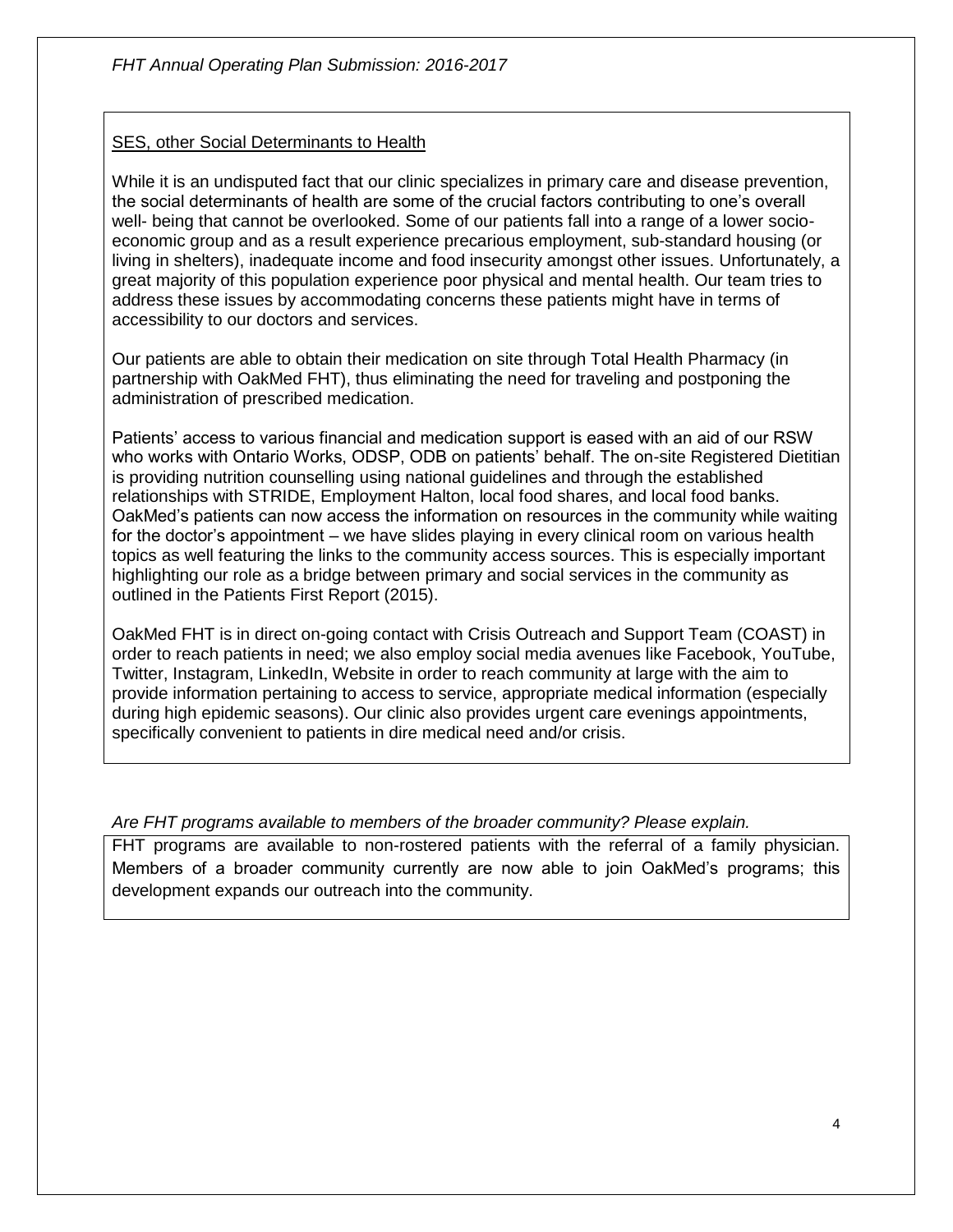SES, other Social Determinants to Health

While it is an undisputed fact that our clinic specializes in primary care and disease prevention, the social determinants of health are some of the crucial factors contributing to one's overall well- being that cannot be overlooked. Some of our patients fall into a range of a lower socio-economic group and as a result experience precarious employment, sub-standard housing (or living in shelters), inadequate income and food insecurity amongst other issues. Unfortunately, a great majority of this population experience poor physical and mental health. Our team tries to address these issues by accommodating concerns these patients might have in terms of accessibility to our doctors and services.

Our patients are able to obtain their medication on site through Total Health Pharmacy (in partnership with OakMed FHT), thus eliminating the need for traveling and postponing the administration of prescribed medication.

Patients' access to various financial and medication support is eased with an aid of our RSW who works with Ontario Works, ODSP, ODB on patients' behalf. The on-site Registered Dietitian is providing nutrition counselling using national guidelines and through the established relationships with STRIDE, Employment Halton, local food shares, and local food banks. OakMed's patients can now access the information on resources in the community while waiting for the doctor's appointment – we have slides playing in every clinical room on various health topics as well featuring the links to the community access sources. This is especially important highlighting our role as a bridge between primary and social services in the community as outlined in the Patients First Report (2015).

OakMed FHT is in direct on-going contact with Crisis Outreach and Support Team (COAST) in order to reach patients in need; we also employ social media avenues like Facebook, YouTube, Twitter, Instagram, LinkedIn, Website in order to reach community at large with the aim to provide information pertaining to access to service, appropriate medical information (especially during high epidemic seasons). Our clinic also provides urgent care evenings appointments, specifically convenient to patients in dire medical need and/or crisis.

*Are FHT programs available to members of the broader community? Please explain.*

FHT programs are available to non-rostered patients with the referral of a family physician. Members of a broader community currently are now able to join OakMed's programs; this development expands our outreach into the community.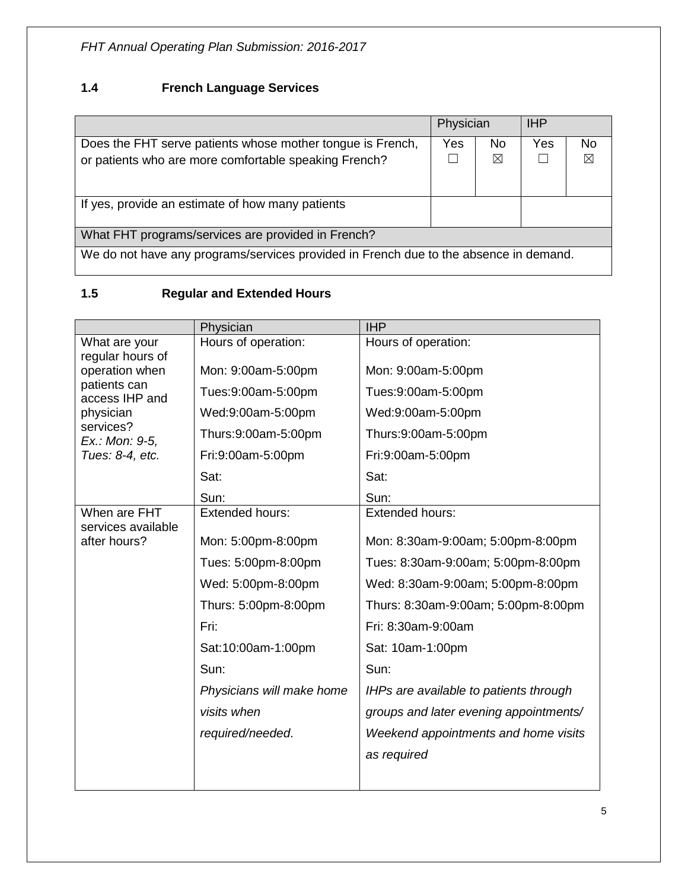## 1.4 French Language Services

| | Physician | | IHP | |
|---|---|---|---|---|
| Does the FHT serve patients whose mother tongue is French, or patients who are more comfortable speaking French? | Yes ☐ | No ☒ | Yes ☐ | No ☒ |
| If yes, provide an estimate of how many patients | | | | |
| What FHT programs/services are provided in French? | | | | |
| We do not have any programs/services provided in French due to the absence in demand. | | | | |

## 1.5 Regular and Extended Hours

| | Physician | IHP |
|---|---|---|
| What are your regular hours of operation when patients can access IHP and physician services? *Ex.: Mon: 9-5, Tues: 8-4, etc.* | Hours of operation:<br><br>Mon: 9:00am-5:00pm<br>Tues:9:00am-5:00pm<br>Wed:9:00am-5:00pm<br>Thurs:9:00am-5:00pm<br>Fri:9:00am-5:00pm<br>Sat:<br>Sun: | Hours of operation:<br><br>Mon: 9:00am-5:00pm<br>Tues:9:00am-5:00pm<br>Wed:9:00am-5:00pm<br>Thurs:9:00am-5:00pm<br>Fri:9:00am-5:00pm<br>Sat:<br>Sun: |
| When are FHT services available after hours? | Extended hours:<br><br>Mon: 5:00pm-8:00pm<br>Tues: 5:00pm-8:00pm<br>Wed: 5:00pm-8:00pm<br>Thurs: 5:00pm-8:00pm<br>Fri:<br>Sat:10:00am-1:00pm<br>Sun:<br>*Physicians will make home visits when required/needed.* | Extended hours:<br><br>Mon: 8:30am-9:00am; 5:00pm-8:00pm<br>Tues: 8:30am-9:00am; 5:00pm-8:00pm<br>Wed: 8:30am-9:00am; 5:00pm-8:00pm<br>Thurs: 8:30am-9:00am; 5:00pm-8:00pm<br>Fri: 8:30am-9:00am<br>Sat: 10am-1:00pm<br>Sun:<br>*IHPs are available to patients through groups and later evening appointments/ Weekend appointments and home visits as required* |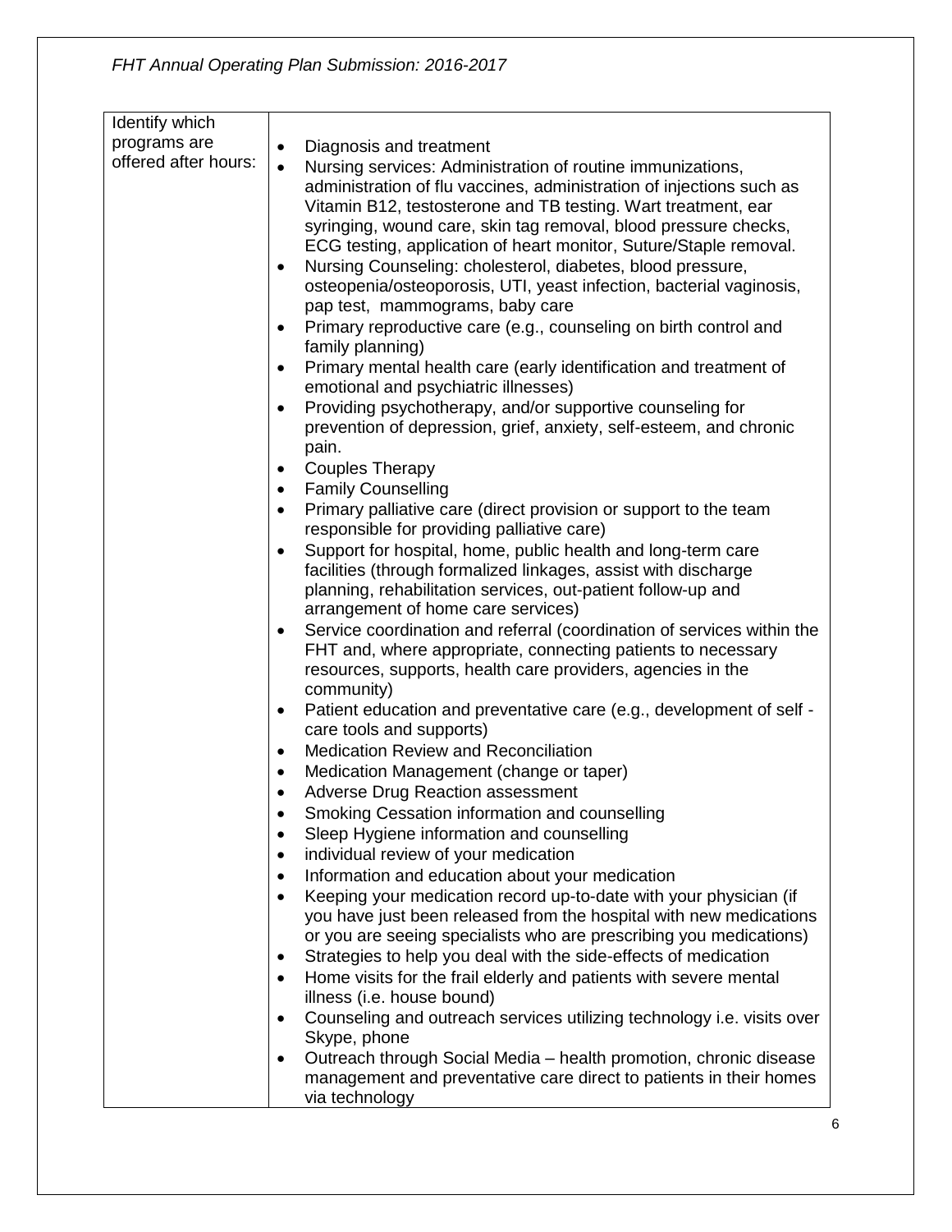| Identify which programs are offered after hours: | <ul><li>Diagnosis and treatment</li><li>Nursing services: Administration of routine immunizations, administration of flu vaccines, administration of injections such as Vitamin B12, testosterone and TB testing. Wart treatment, ear syringing, wound care, skin tag removal, blood pressure checks, ECG testing, application of heart monitor, Suture/Staple removal.</li><li>Nursing Counseling: cholesterol, diabetes, blood pressure, osteopenia/osteoporosis, UTI, yeast infection, bacterial vaginosis, pap test, mammograms, baby care</li><li>Primary reproductive care (e.g., counseling on birth control and family planning)</li><li>Primary mental health care (early identification and treatment of emotional and psychiatric illnesses)</li><li>Providing psychotherapy, and/or supportive counseling for prevention of depression, grief, anxiety, self-esteem, and chronic pain.</li><li>Couples Therapy</li><li>Family Counselling</li><li>Primary palliative care (direct provision or support to the team responsible for providing palliative care)</li><li>Support for hospital, home, public health and long-term care facilities (through formalized linkages, assist with discharge planning, rehabilitation services, out-patient follow-up and arrangement of home care services)</li><li>Service coordination and referral (coordination of services within the FHT and, where appropriate, connecting patients to necessary resources, supports, health care providers, agencies in the community)</li><li>Patient education and preventative care (e.g., development of self - care tools and supports)</li><li>Medication Review and Reconciliation</li><li>Medication Management (change or taper)</li><li>Adverse Drug Reaction assessment</li><li>Smoking Cessation information and counselling</li><li>Sleep Hygiene information and counselling</li><li>individual review of your medication</li><li>Information and education about your medication</li><li>Keeping your medication record up-to-date with your physician (if you have just been released from the hospital with new medications or you are seeing specialists who are prescribing you medications)</li><li>Strategies to help you deal with the side-effects of medication</li><li>Home visits for the frail elderly and patients with severe mental illness (i.e. house bound)</li><li>Counseling and outreach services utilizing technology i.e. visits over Skype, phone</li><li>Outreach through Social Media – health promotion, chronic disease management and preventative care direct to patients in their homes via technology</li></ul> |
|---|---|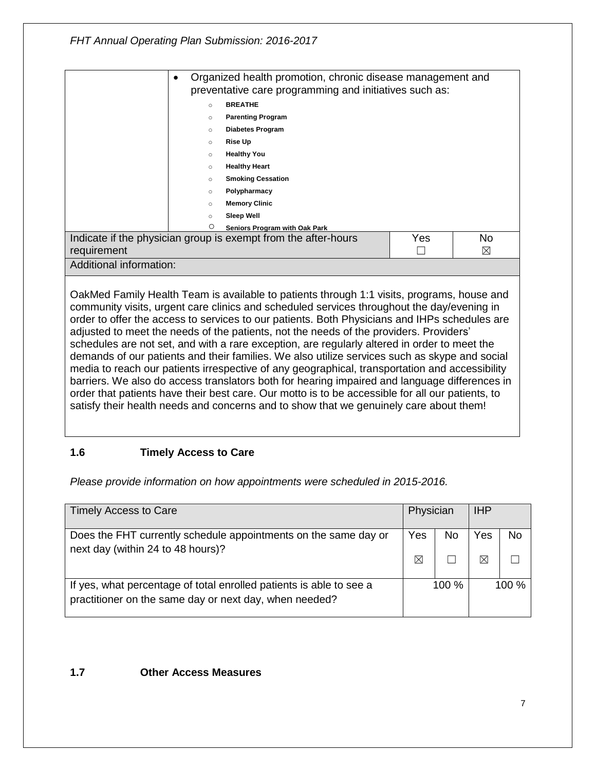| | • Organized health promotion, chronic disease management and preventative care programming and initiatives such as:<br>  ○ **BREATHE**<br>  ○ **Parenting Program**<br>  ○ **Diabetes Program**<br>  ○ **Rise Up**<br>  ○ **Healthy You**<br>  ○ **Healthy Heart**<br>  ○ **Smoking Cessation**<br>  ○ **Polypharmacy**<br>  ○ **Memory Clinic**<br>  ○ **Sleep Well**<br>  ○ **Seniors Program with Oak Park** | | |
|---|---|---|---|
| Indicate if the physician group is exempt from the after-hours requirement | | Yes<br>☐ | No<br>☒ |
| Additional information: | | | |
| OakMed Family Health Team is available to patients through 1:1 visits, programs, house and community visits, urgent care clinics and scheduled services throughout the day/evening in order to offer the access to services to our patients. Both Physicians and IHPs schedules are adjusted to meet the needs of the patients, not the needs of the providers. Providers' schedules are not set, and with a rare exception, are regularly altered in order to meet the demands of our patients and their families. We also utilize services such as skype and social media to reach our patients irrespective of any geographical, transportation and accessibility barriers. We also do access translators both for hearing impaired and language differences in order that patients have their best care. Our motto is to be accessible for all our patients, to satisfy their health needs and concerns and to show that we genuinely care about them! | | | |

### 1.6 Timely Access to Care

*Please provide information on how appointments were scheduled in 2015-2016.*

| Timely Access to Care | Physician | | IHP | |
|---|---|---|---|---|
| Does the FHT currently schedule appointments on the same day or next day (within 24 to 48 hours)? | Yes<br>☒ | No<br>☐ | Yes<br>☒ | No<br>☐ |
| If yes, what percentage of total enrolled patients is able to see a practitioner on the same day or next day, when needed? | 100 % | | 100 % | |

### 1.7 Other Access Measures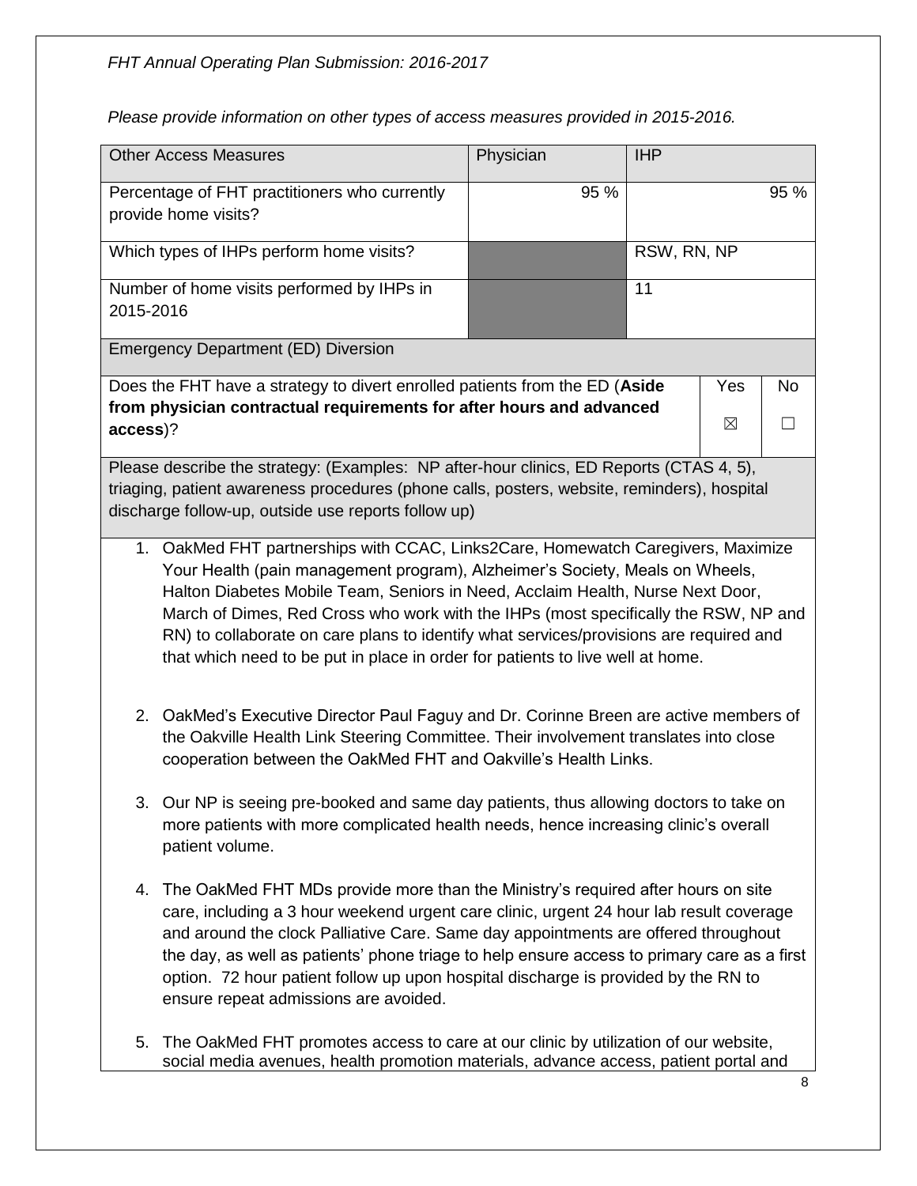*Please provide information on other types of access measures provided in 2015-2016.*

| Other Access Measures | Physician | IHP |
|---|---|---|
| Percentage of FHT practitioners who currently provide home visits? | 95 % | 95 % |
| Which types of IHPs perform home visits? | | RSW, RN, NP |
| Number of home visits performed by IHPs in 2015-2016 | | 11 |

| Emergency Department (ED) Diversion | Yes | No |
|---|---|---|
| Does the FHT have a strategy to divert enrolled patients from the ED (**Aside from physician contractual requirements for after hours and advanced access**)? | ☒ | ☐ |

Please describe the strategy: (Examples: NP after-hour clinics, ED Reports (CTAS 4, 5), triaging, patient awareness procedures (phone calls, posters, website, reminders), hospital discharge follow-up, outside use reports follow up)

1. OakMed FHT partnerships with CCAC, Links2Care, Homewatch Caregivers, Maximize Your Health (pain management program), Alzheimer's Society, Meals on Wheels, Halton Diabetes Mobile Team, Seniors in Need, Acclaim Health, Nurse Next Door, March of Dimes, Red Cross who work with the IHPs (most specifically the RSW, NP and RN) to collaborate on care plans to identify what services/provisions are required and that which need to be put in place in order for patients to live well at home.

2. OakMed's Executive Director Paul Faguy and Dr. Corinne Breen are active members of the Oakville Health Link Steering Committee. Their involvement translates into close cooperation between the OakMed FHT and Oakville's Health Links.

3. Our NP is seeing pre-booked and same day patients, thus allowing doctors to take on more patients with more complicated health needs, hence increasing clinic's overall patient volume.

4. The OakMed FHT MDs provide more than the Ministry's required after hours on site care, including a 3 hour weekend urgent care clinic, urgent 24 hour lab result coverage and around the clock Palliative Care. Same day appointments are offered throughout the day, as well as patients' phone triage to help ensure access to primary care as a first option. 72 hour patient follow up upon hospital discharge is provided by the RN to ensure repeat admissions are avoided.

5. The OakMed FHT promotes access to care at our clinic by utilization of our website, social media avenues, health promotion materials, advance access, patient portal and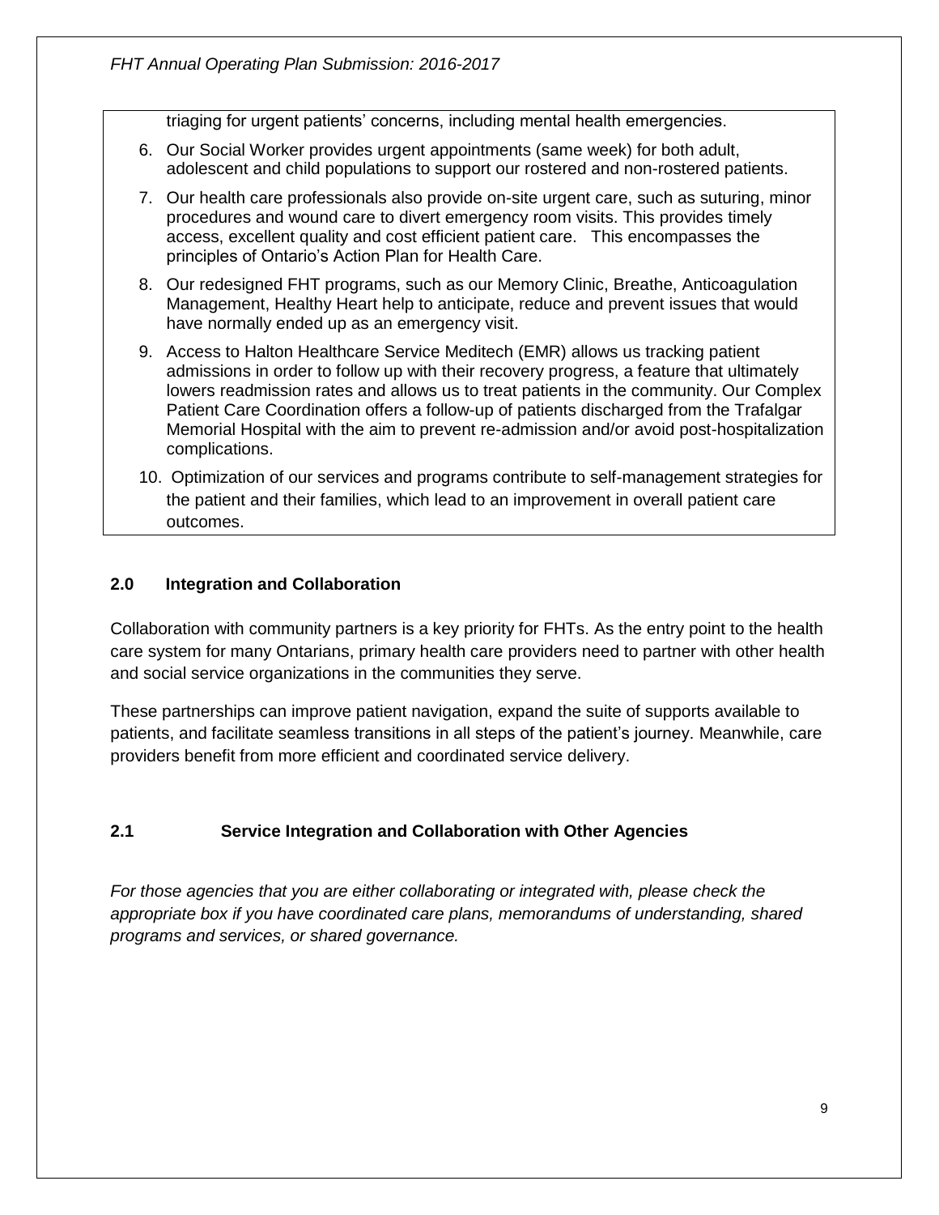triaging for urgent patients' concerns, including mental health emergencies.

6. Our Social Worker provides urgent appointments (same week) for both adult, adolescent and child populations to support our rostered and non-rostered patients.
7. Our health care professionals also provide on-site urgent care, such as suturing, minor procedures and wound care to divert emergency room visits. This provides timely access, excellent quality and cost efficient patient care. This encompasses the principles of Ontario's Action Plan for Health Care.
8. Our redesigned FHT programs, such as our Memory Clinic, Breathe, Anticoagulation Management, Healthy Heart help to anticipate, reduce and prevent issues that would have normally ended up as an emergency visit.
9. Access to Halton Healthcare Service Meditech (EMR) allows us tracking patient admissions in order to follow up with their recovery progress, a feature that ultimately lowers readmission rates and allows us to treat patients in the community. Our Complex Patient Care Coordination offers a follow-up of patients discharged from the Trafalgar Memorial Hospital with the aim to prevent re-admission and/or avoid post-hospitalization complications.
10. Optimization of our services and programs contribute to self-management strategies for the patient and their families, which lead to an improvement in overall patient care outcomes.

## 2.0 Integration and Collaboration

Collaboration with community partners is a key priority for FHTs. As the entry point to the health care system for many Ontarians, primary health care providers need to partner with other health and social service organizations in the communities they serve.

These partnerships can improve patient navigation, expand the suite of supports available to patients, and facilitate seamless transitions in all steps of the patient's journey. Meanwhile, care providers benefit from more efficient and coordinated service delivery.

### 2.1 Service Integration and Collaboration with Other Agencies

*For those agencies that you are either collaborating or integrated with, please check the appropriate box if you have coordinated care plans, memorandums of understanding, shared programs and services, or shared governance.*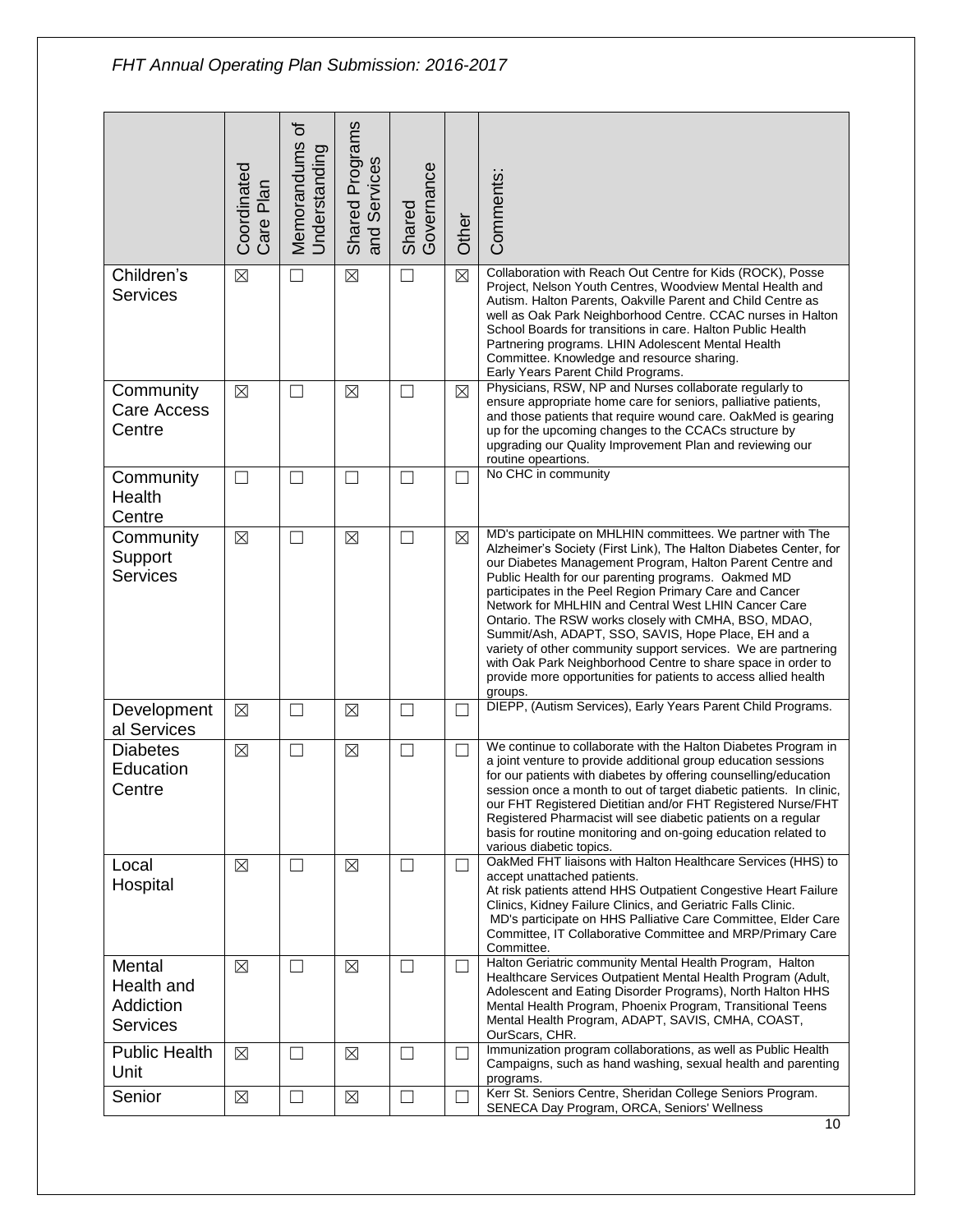| | Coordinated Care Plan | Memorandums of Understanding | Shared Programs and Services | Shared Governance | Other | Comments: |
|---|---|---|---|---|---|---|
| Children's Services | ☒ | ☐ | ☒ | ☐ | ☒ | Collaboration with Reach Out Centre for Kids (ROCK), Posse Project, Nelson Youth Centres, Woodview Mental Health and Autism. Halton Parents, Oakville Parent and Child Centre as well as Oak Park Neighborhood Centre. CCAC nurses in Halton School Boards for transitions in care. Halton Public Health Partnering programs. LHIN Adolescent Mental Health Committee. Knowledge and resource sharing. Early Years Parent Child Programs. |
| Community Care Access Centre | ☒ | ☐ | ☒ | ☐ | ☒ | Physicians, RSW, NP and Nurses collaborate regularly to ensure appropriate home care for seniors, palliative patients, and those patients that require wound care. OakMed is gearing up for the upcoming changes to the CCACs structure by upgrading our Quality Improvement Plan and reviewing our routine opeartions. |
| Community Health Centre | ☐ | ☐ | ☐ | ☐ | ☐ | No CHC in community |
| Community Support Services | ☒ | ☐ | ☒ | ☐ | ☒ | MD's participate on MHLHIN committees. We partner with The Alzheimer's Society (First Link), The Halton Diabetes Center, for our Diabetes Management Program, Halton Parent Centre and Public Health for our parenting programs. Oakmed MD participates in the Peel Region Primary Care and Cancer Network for MHLHIN and Central West LHIN Cancer Care Ontario. The RSW works closely with CMHA, BSO, MDAO, Summit/Ash, ADAPT, SSO, SAVIS, Hope Place, EH and a variety of other community support services. We are partnering with Oak Park Neighborhood Centre to share space in order to provide more opportunities for patients to access allied health groups. |
| Developmental Services | ☒ | ☐ | ☒ | ☐ | ☐ | DIEPP, (Autism Services), Early Years Parent Child Programs. |
| Diabetes Education Centre | ☒ | ☐ | ☒ | ☐ | ☐ | We continue to collaborate with the Halton Diabetes Program in a joint venture to provide additional group education sessions for our patients with diabetes by offering counselling/education session once a month to out of target diabetic patients. In clinic, our FHT Registered Dietitian and/or FHT Registered Nurse/FHT Registered Pharmacist will see diabetic patients on a regular basis for routine monitoring and on-going education related to various diabetic topics. |
| Local Hospital | ☒ | ☐ | ☒ | ☐ | ☐ | OakMed FHT liaisons with Halton Healthcare Services (HHS) to accept unattached patients. At risk patients attend HHS Outpatient Congestive Heart Failure Clinics, Kidney Failure Clinics, and Geriatric Falls Clinic. MD's participate on HHS Palliative Care Committee, Elder Care Committee, IT Collaborative Committee and MRP/Primary Care Committee. |
| Mental Health and Addiction Services | ☒ | ☐ | ☒ | ☐ | ☐ | Halton Geriatric community Mental Health Program, Halton Healthcare Services Outpatient Mental Health Program (Adult, Adolescent and Eating Disorder Programs), North Halton HHS Mental Health Program, Phoenix Program, Transitional Teens Mental Health Program, ADAPT, SAVIS, CMHA, COAST, OurScars, CHR. |
| Public Health Unit | ☒ | ☐ | ☒ | ☐ | ☐ | Immunization program collaborations, as well as Public Health Campaigns, such as hand washing, sexual health and parenting programs. |
| Senior | ☒ | ☐ | ☒ | ☐ | ☐ | Kerr St. Seniors Centre, Sheridan College Seniors Program. SENECA Day Program, ORCA, Seniors' Wellness |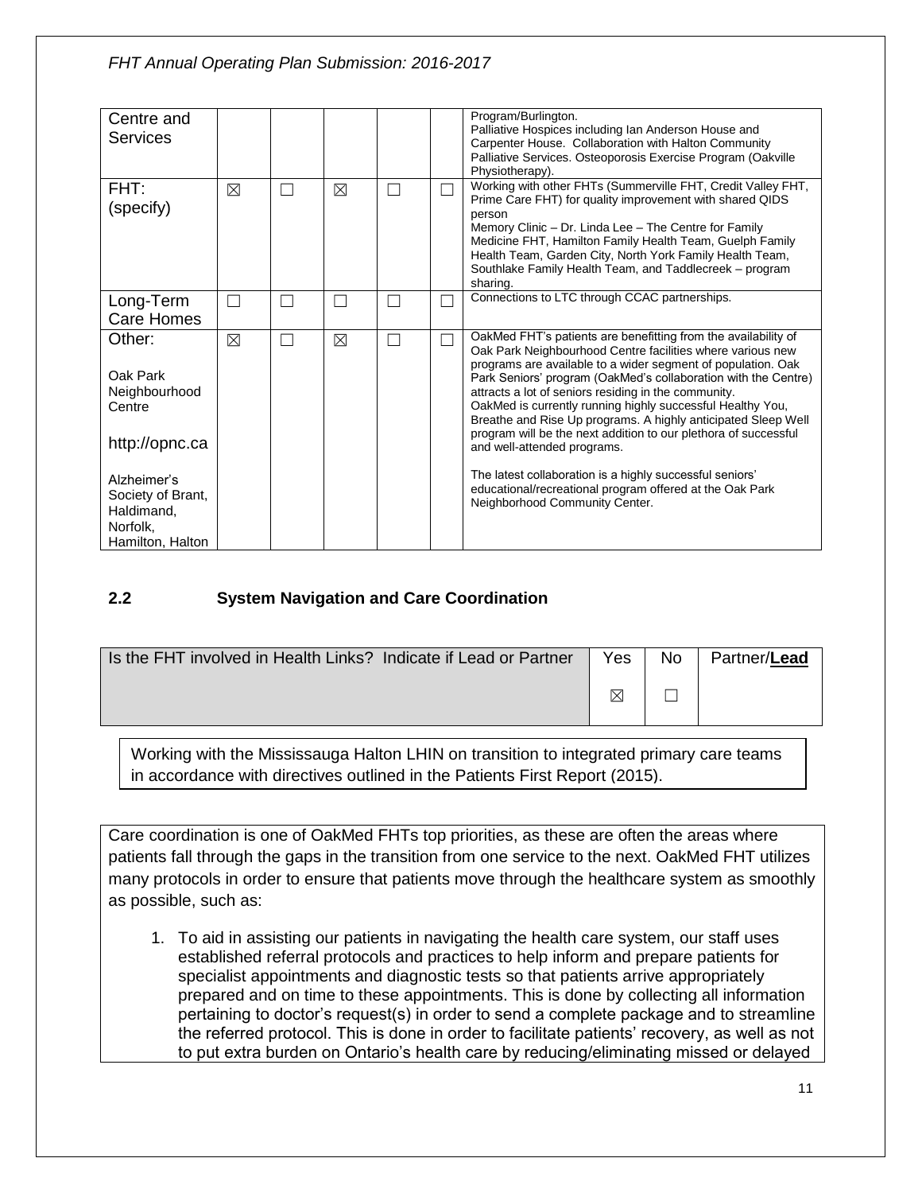| Centre and Services | | | | | | Program/Burlington. Palliative Hospices including Ian Anderson House and Carpenter House. Collaboration with Halton Community Palliative Services. Osteoporosis Exercise Program (Oakville Physiotherapy). |
|---|---|---|---|---|---|---|
| FHT: (specify) | ☒ | ☐ | ☒ | ☐ | ☐ | Working with other FHTs (Summerville FHT, Credit Valley FHT, Prime Care FHT) for quality improvement with shared QIDS person<br>Memory Clinic – Dr. Linda Lee – The Centre for Family Medicine FHT, Hamilton Family Health Team, Guelph Family Health Team, Garden City, North York Family Health Team, Southlake Family Health Team, and Taddlecreek – program sharing. |
| Long-Term Care Homes | ☐ | ☐ | ☐ | ☐ | ☐ | Connections to LTC through CCAC partnerships. |
| Other:<br><br>Oak Park Neighbourhood Centre<br><br>http://opnc.ca<br><br>Alzheimer's Society of Brant, Haldimand, Norfolk, Hamilton, Halton | ☒ | ☐ | ☒ | ☐ | ☐ | OakMed FHT's patients are benefitting from the availability of Oak Park Neighbourhood Centre facilities where various new programs are available to a wider segment of population. Oak Park Seniors' program (OakMed's collaboration with the Centre) attracts a lot of seniors residing in the community. OakMed is currently running highly successful Healthy You, Breathe and Rise Up programs. A highly anticipated Sleep Well program will be the next addition to our plethora of successful and well-attended programs.<br><br>The latest collaboration is a highly successful seniors' educational/recreational program offered at the Oak Park Neighborhood Community Center. |

## 2.2 System Navigation and Care Coordination

| Is the FHT involved in Health Links? Indicate if Lead or Partner | Yes | No | Partner/**Lead** |
|---|---|---|---|
| | ☒ | ☐ | |

Working with the Mississauga Halton LHIN on transition to integrated primary care teams in accordance with directives outlined in the Patients First Report (2015).

Care coordination is one of OakMed FHTs top priorities, as these are often the areas where patients fall through the gaps in the transition from one service to the next. OakMed FHT utilizes many protocols in order to ensure that patients move through the healthcare system as smoothly as possible, such as:

1. To aid in assisting our patients in navigating the health care system, our staff uses established referral protocols and practices to help inform and prepare patients for specialist appointments and diagnostic tests so that patients arrive appropriately prepared and on time to these appointments. This is done by collecting all information pertaining to doctor's request(s) in order to send a complete package and to streamline the referred protocol. This is done in order to facilitate patients' recovery, as well as not to put extra burden on Ontario's health care by reducing/eliminating missed or delayed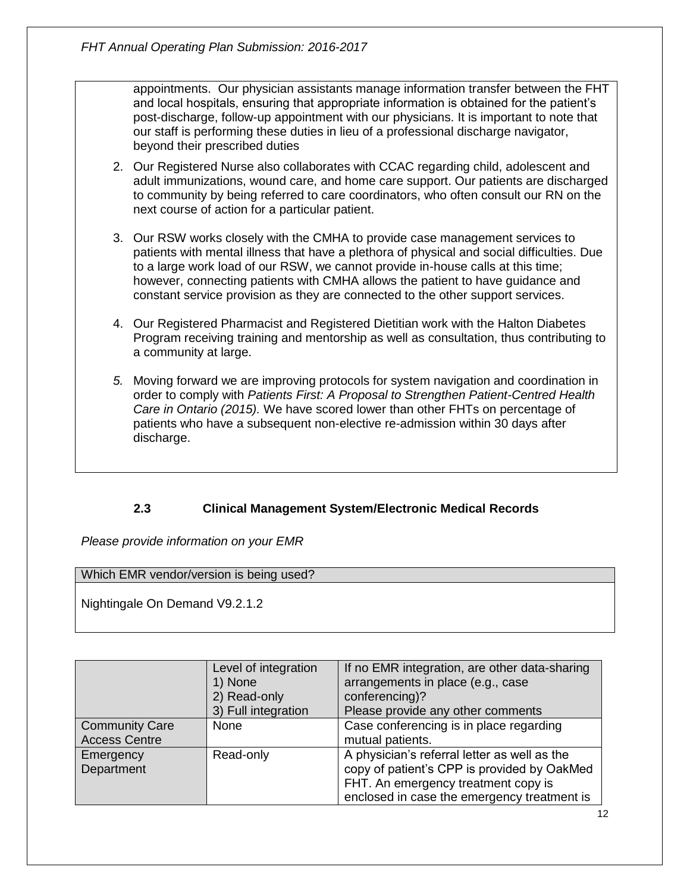appointments. Our physician assistants manage information transfer between the FHT and local hospitals, ensuring that appropriate information is obtained for the patient's post-discharge, follow-up appointment with our physicians. It is important to note that our staff is performing these duties in lieu of a professional discharge navigator, beyond their prescribed duties

2. Our Registered Nurse also collaborates with CCAC regarding child, adolescent and adult immunizations, wound care, and home care support. Our patients are discharged to community by being referred to care coordinators, who often consult our RN on the next course of action for a particular patient.

3. Our RSW works closely with the CMHA to provide case management services to patients with mental illness that have a plethora of physical and social difficulties. Due to a large work load of our RSW, we cannot provide in-house calls at this time; however, connecting patients with CMHA allows the patient to have guidance and constant service provision as they are connected to the other support services.

4. Our Registered Pharmacist and Registered Dietitian work with the Halton Diabetes Program receiving training and mentorship as well as consultation, thus contributing to a community at large.

5. Moving forward we are improving protocols for system navigation and coordination in order to comply with *Patients First: A Proposal to Strengthen Patient-Centred Health Care in Ontario (2015).* We have scored lower than other FHTs on percentage of patients who have a subsequent non-elective re-admission within 30 days after discharge.

### 2.3 Clinical Management System/Electronic Medical Records

*Please provide information on your EMR*

| Which EMR vendor/version is being used? |
|---|
| Nightingale On Demand V9.2.1.2 |

| | Level of integration<br>1) None<br>2) Read-only<br>3) Full integration | If no EMR integration, are other data-sharing arrangements in place (e.g., case conferencing)?<br>Please provide any other comments |
|---|---|---|
| Community Care Access Centre | None | Case conferencing is in place regarding mutual patients. |
| Emergency Department | Read-only | A physician's referral letter as well as the copy of patient's CPP is provided by OakMed FHT. An emergency treatment copy is enclosed in case the emergency treatment is |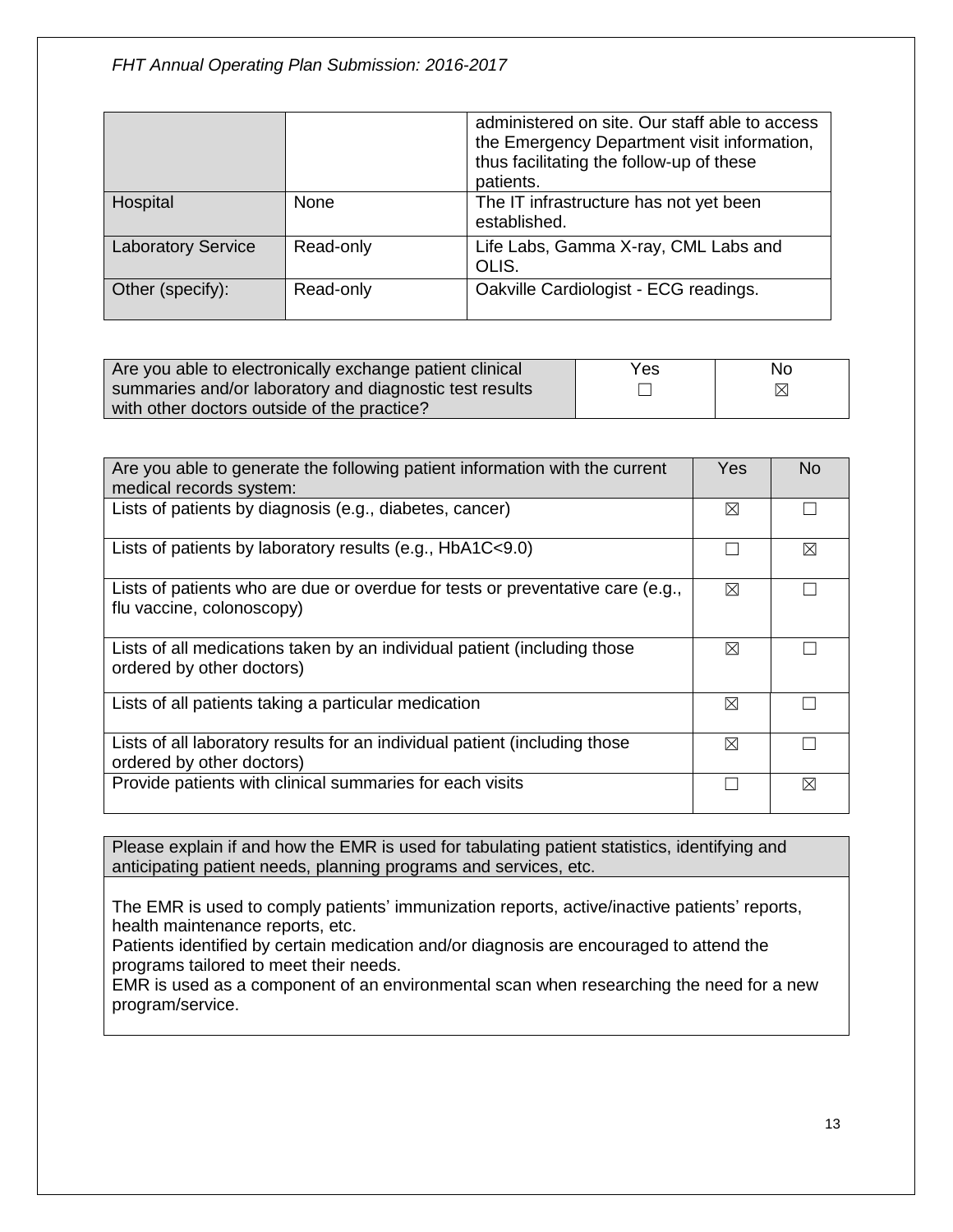| | | |
|---|---|---|
| | | administered on site. Our staff able to access the Emergency Department visit information, thus facilitating the follow-up of these patients. |
| Hospital | None | The IT infrastructure has not yet been established. |
| Laboratory Service | Read-only | Life Labs, Gamma X-ray, CML Labs and OLIS. |
| Other (specify): | Read-only | Oakville Cardiologist - ECG readings. |

| Are you able to electronically exchange patient clinical summaries and/or laboratory and diagnostic test results with other doctors outside of the practice? | Yes ☐ | No ☒ |
|---|---|---|

| Are you able to generate the following patient information with the current medical records system: | Yes | No |
|---|---|---|
| Lists of patients by diagnosis (e.g., diabetes, cancer) | ☒ | ☐ |
| Lists of patients by laboratory results (e.g., HbA1C<9.0) | ☐ | ☒ |
| Lists of patients who are due or overdue for tests or preventative care (e.g., flu vaccine, colonoscopy) | ☒ | ☐ |
| Lists of all medications taken by an individual patient (including those ordered by other doctors) | ☒ | ☐ |
| Lists of all patients taking a particular medication | ☒ | ☐ |
| Lists of all laboratory results for an individual patient (including those ordered by other doctors) | ☒ | ☐ |
| Provide patients with clinical summaries for each visits | ☐ | ☒ |

| Please explain if and how the EMR is used for tabulating patient statistics, identifying and anticipating patient needs, planning programs and services, etc. |
|---|
| The EMR is used to comply patients' immunization reports, active/inactive patients' reports, health maintenance reports, etc.<br>Patients identified by certain medication and/or diagnosis are encouraged to attend the programs tailored to meet their needs.<br>EMR is used as a component of an environmental scan when researching the need for a new program/service. |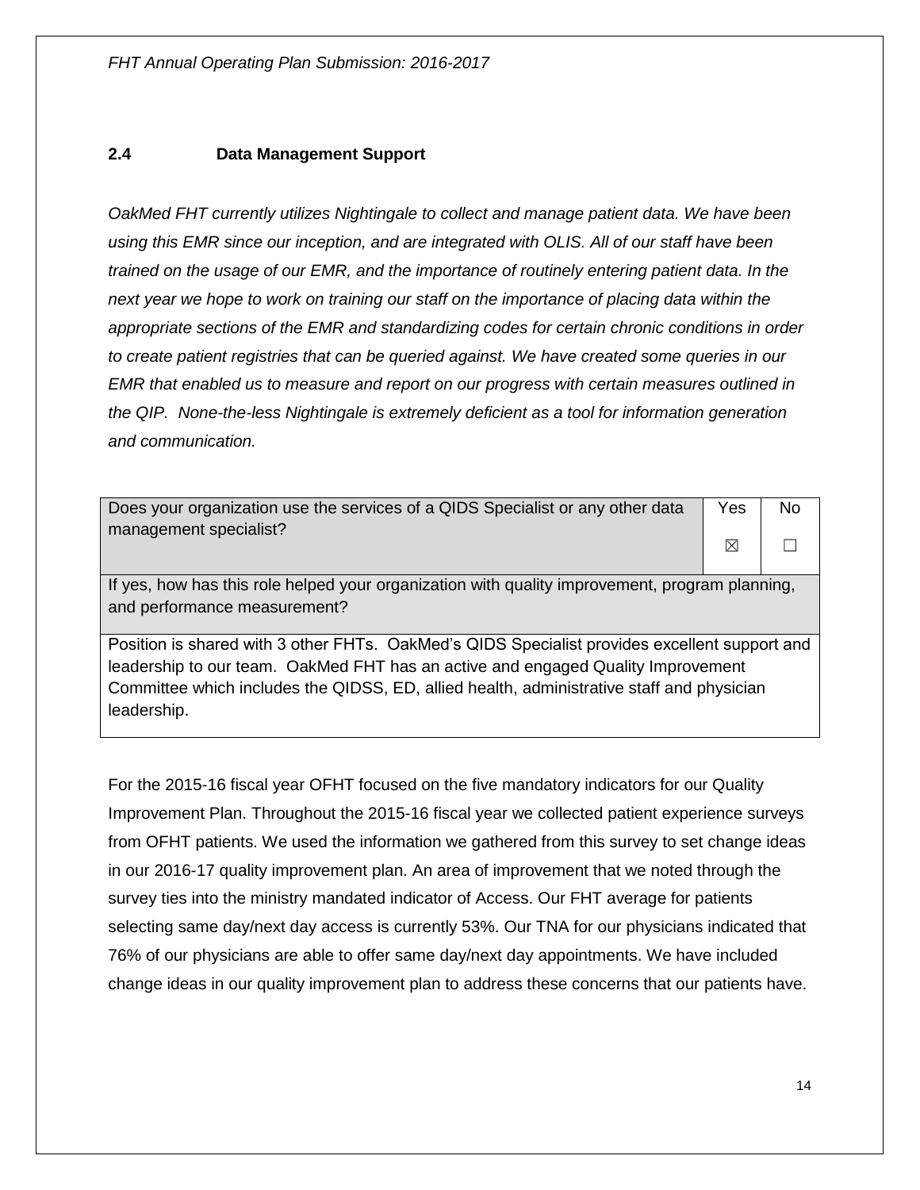## 2.4 Data Management Support

*OakMed FHT currently utilizes Nightingale to collect and manage patient data. We have been using this EMR since our inception, and are integrated with OLIS. All of our staff have been trained on the usage of our EMR, and the importance of routinely entering patient data. In the next year we hope to work on training our staff on the importance of placing data within the appropriate sections of the EMR and standardizing codes for certain chronic conditions in order to create patient registries that can be queried against. We have created some queries in our EMR that enabled us to measure and report on our progress with certain measures outlined in the QIP. None-the-less Nightingale is extremely deficient as a tool for information generation and communication.*

| Does your organization use the services of a QIDS Specialist or any other data management specialist? | Yes ☒ | No ☐ |
|---|---|---|
| If yes, how has this role helped your organization with quality improvement, program planning, and performance measurement? | | |
| Position is shared with 3 other FHTs. OakMed's QIDS Specialist provides excellent support and leadership to our team. OakMed FHT has an active and engaged Quality Improvement Committee which includes the QIDSS, ED, allied health, administrative staff and physician leadership. | | |

For the 2015-16 fiscal year OFHT focused on the five mandatory indicators for our Quality Improvement Plan. Throughout the 2015-16 fiscal year we collected patient experience surveys from OFHT patients. We used the information we gathered from this survey to set change ideas in our 2016-17 quality improvement plan. An area of improvement that we noted through the survey ties into the ministry mandated indicator of Access. Our FHT average for patients selecting same day/next day access is currently 53%. Our TNA for our physicians indicated that 76% of our physicians are able to offer same day/next day appointments. We have included change ideas in our quality improvement plan to address these concerns that our patients have.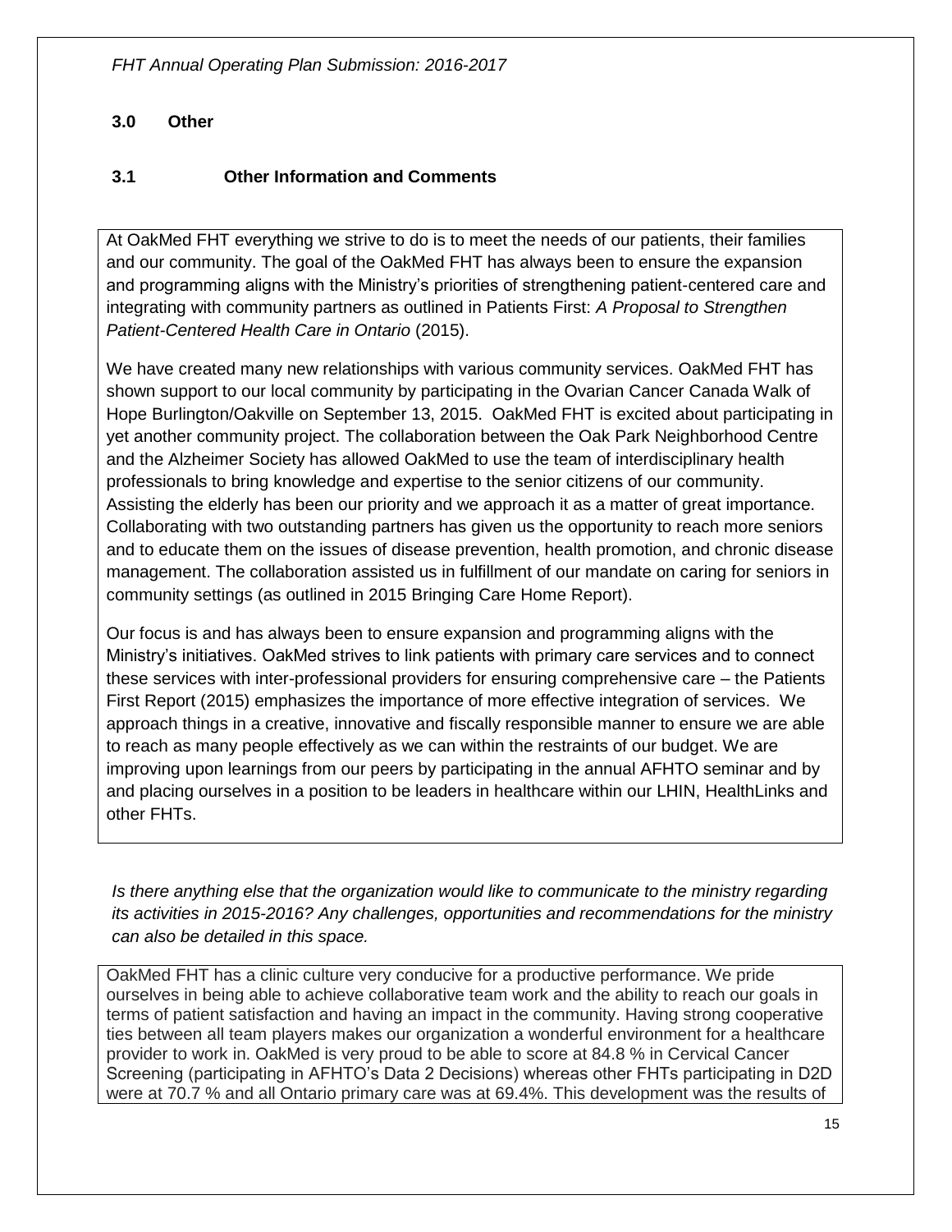## 3.0 Other

### 3.1 Other Information and Comments

At OakMed FHT everything we strive to do is to meet the needs of our patients, their families and our community. The goal of the OakMed FHT has always been to ensure the expansion and programming aligns with the Ministry's priorities of strengthening patient-centered care and integrating with community partners as outlined in Patients First: *A Proposal to Strengthen Patient-Centered Health Care in Ontario* (2015).

We have created many new relationships with various community services. OakMed FHT has shown support to our local community by participating in the Ovarian Cancer Canada Walk of Hope Burlington/Oakville on September 13, 2015. OakMed FHT is excited about participating in yet another community project. The collaboration between the Oak Park Neighborhood Centre and the Alzheimer Society has allowed OakMed to use the team of interdisciplinary health professionals to bring knowledge and expertise to the senior citizens of our community. Assisting the elderly has been our priority and we approach it as a matter of great importance. Collaborating with two outstanding partners has given us the opportunity to reach more seniors and to educate them on the issues of disease prevention, health promotion, and chronic disease management. The collaboration assisted us in fulfillment of our mandate on caring for seniors in community settings (as outlined in 2015 Bringing Care Home Report).

Our focus is and has always been to ensure expansion and programming aligns with the Ministry's initiatives. OakMed strives to link patients with primary care services and to connect these services with inter-professional providers for ensuring comprehensive care – the Patients First Report (2015) emphasizes the importance of more effective integration of services. We approach things in a creative, innovative and fiscally responsible manner to ensure we are able to reach as many people effectively as we can within the restraints of our budget. We are improving upon learnings from our peers by participating in the annual AFHTO seminar and by and placing ourselves in a position to be leaders in healthcare within our LHIN, HealthLinks and other FHTs.

*Is there anything else that the organization would like to communicate to the ministry regarding its activities in 2015-2016? Any challenges, opportunities and recommendations for the ministry can also be detailed in this space.*

OakMed FHT has a clinic culture very conducive for a productive performance. We pride ourselves in being able to achieve collaborative team work and the ability to reach our goals in terms of patient satisfaction and having an impact in the community. Having strong cooperative ties between all team players makes our organization a wonderful environment for a healthcare provider to work in. OakMed is very proud to be able to score at 84.8 % in Cervical Cancer Screening (participating in AFHTO's Data 2 Decisions) whereas other FHTs participating in D2D were at 70.7 % and all Ontario primary care was at 69.4%. This development was the results of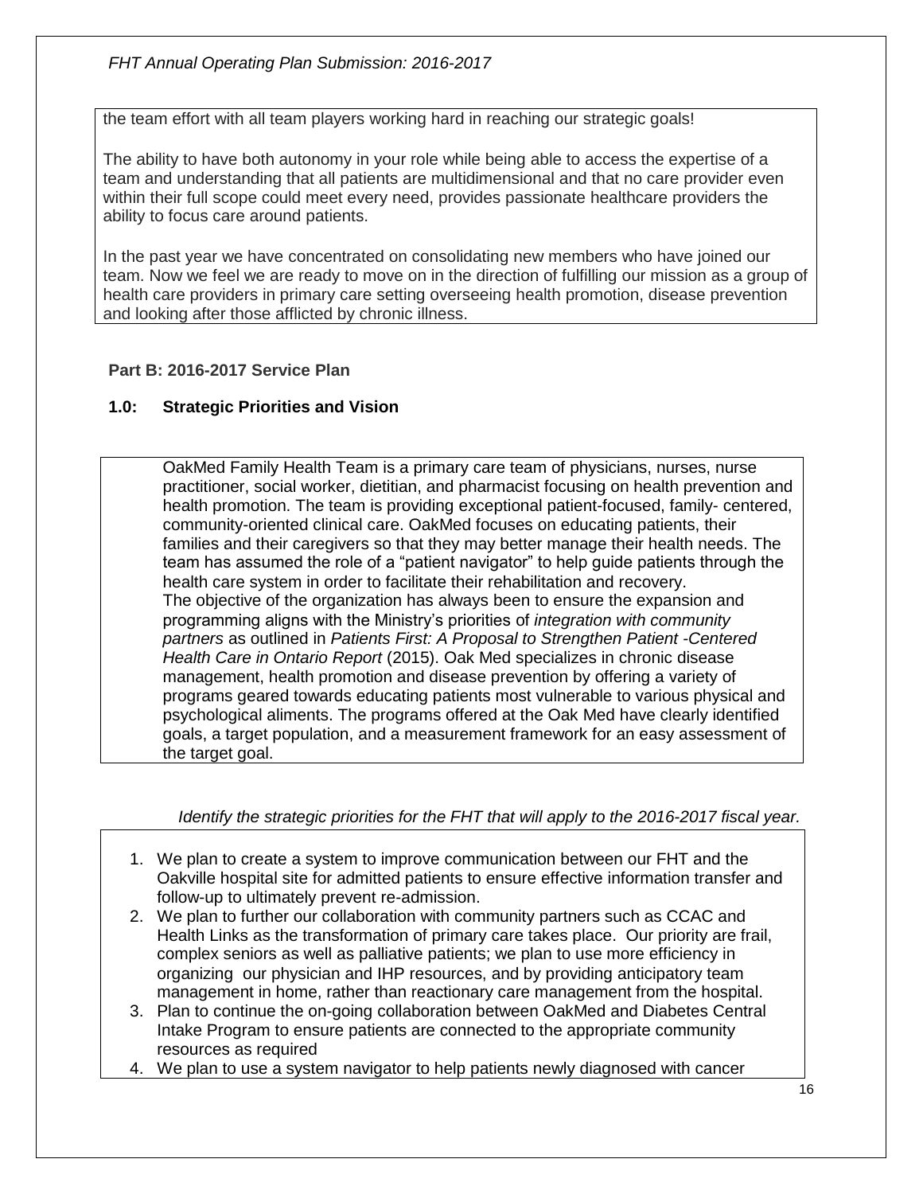the team effort with all team players working hard in reaching our strategic goals!

The ability to have both autonomy in your role while being able to access the expertise of a team and understanding that all patients are multidimensional and that no care provider even within their full scope could meet every need, provides passionate healthcare providers the ability to focus care around patients.

In the past year we have concentrated on consolidating new members who have joined our team. Now we feel we are ready to move on in the direction of fulfilling our mission as a group of health care providers in primary care setting overseeing health promotion, disease prevention and looking after those afflicted by chronic illness.

**Part B: 2016-2017 Service Plan**

## 1.0: Strategic Priorities and Vision

OakMed Family Health Team is a primary care team of physicians, nurses, nurse practitioner, social worker, dietitian, and pharmacist focusing on health prevention and health promotion. The team is providing exceptional patient-focused, family- centered, community-oriented clinical care. OakMed focuses on educating patients, their families and their caregivers so that they may better manage their health needs. The team has assumed the role of a "patient navigator" to help guide patients through the health care system in order to facilitate their rehabilitation and recovery.
The objective of the organization has always been to ensure the expansion and programming aligns with the Ministry's priorities of *integration with community partners* as outlined in *Patients First: A Proposal to Strengthen Patient -Centered Health Care in Ontario Report* (2015). Oak Med specializes in chronic disease management, health promotion and disease prevention by offering a variety of programs geared towards educating patients most vulnerable to various physical and psychological aliments. The programs offered at the Oak Med have clearly identified goals, a target population, and a measurement framework for an easy assessment of the target goal.

*Identify the strategic priorities for the FHT that will apply to the 2016-2017 fiscal year.*

1. We plan to create a system to improve communication between our FHT and the Oakville hospital site for admitted patients to ensure effective information transfer and follow-up to ultimately prevent re-admission.
2. We plan to further our collaboration with community partners such as CCAC and Health Links as the transformation of primary care takes place. Our priority are frail, complex seniors as well as palliative patients; we plan to use more efficiency in organizing our physician and IHP resources, and by providing anticipatory team management in home, rather than reactionary care management from the hospital.
3. Plan to continue the on-going collaboration between OakMed and Diabetes Central Intake Program to ensure patients are connected to the appropriate community resources as required
4. We plan to use a system navigator to help patients newly diagnosed with cancer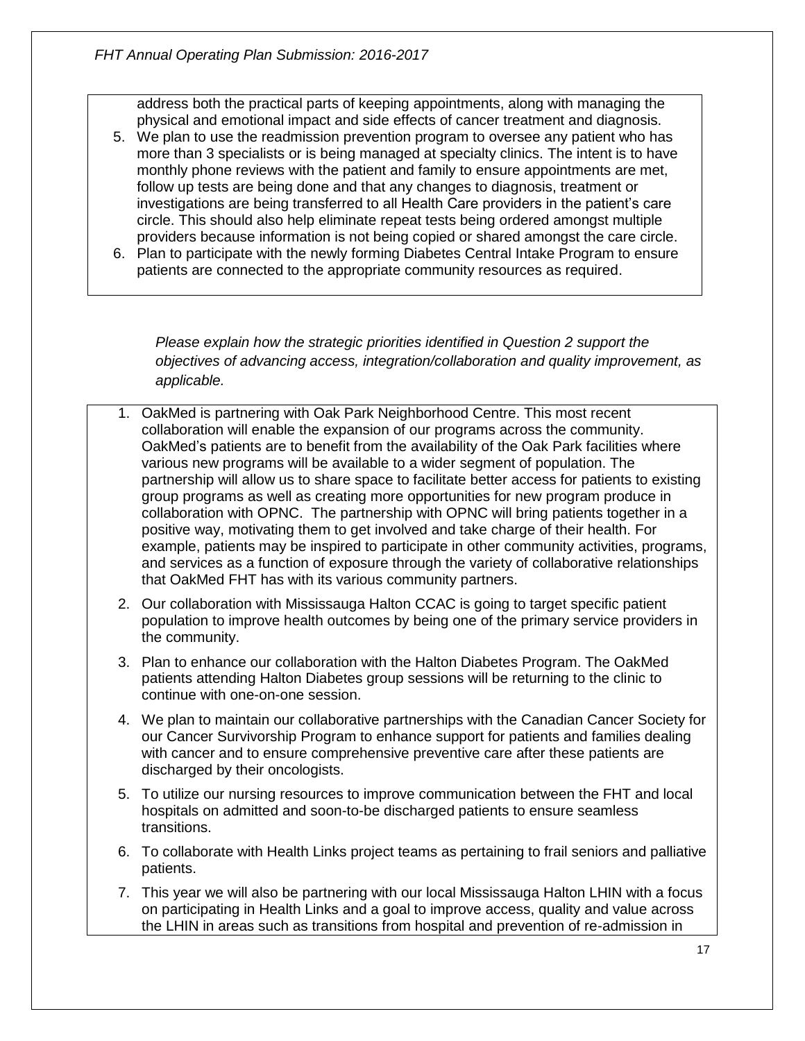address both the practical parts of keeping appointments, along with managing the physical and emotional impact and side effects of cancer treatment and diagnosis.

5. We plan to use the readmission prevention program to oversee any patient who has more than 3 specialists or is being managed at specialty clinics. The intent is to have monthly phone reviews with the patient and family to ensure appointments are met, follow up tests are being done and that any changes to diagnosis, treatment or investigations are being transferred to all Health Care providers in the patient's care circle. This should also help eliminate repeat tests being ordered amongst multiple providers because information is not being copied or shared amongst the care circle.
6. Plan to participate with the newly forming Diabetes Central Intake Program to ensure patients are connected to the appropriate community resources as required.

*Please explain how the strategic priorities identified in Question 2 support the objectives of advancing access, integration/collaboration and quality improvement, as applicable.*

1. OakMed is partnering with Oak Park Neighborhood Centre. This most recent collaboration will enable the expansion of our programs across the community. OakMed's patients are to benefit from the availability of the Oak Park facilities where various new programs will be available to a wider segment of population. The partnership will allow us to share space to facilitate better access for patients to existing group programs as well as creating more opportunities for new program produce in collaboration with OPNC. The partnership with OPNC will bring patients together in a positive way, motivating them to get involved and take charge of their health. For example, patients may be inspired to participate in other community activities, programs, and services as a function of exposure through the variety of collaborative relationships that OakMed FHT has with its various community partners.
2. Our collaboration with Mississauga Halton CCAC is going to target specific patient population to improve health outcomes by being one of the primary service providers in the community.
3. Plan to enhance our collaboration with the Halton Diabetes Program. The OakMed patients attending Halton Diabetes group sessions will be returning to the clinic to continue with one-on-one session.
4. We plan to maintain our collaborative partnerships with the Canadian Cancer Society for our Cancer Survivorship Program to enhance support for patients and families dealing with cancer and to ensure comprehensive preventive care after these patients are discharged by their oncologists.
5. To utilize our nursing resources to improve communication between the FHT and local hospitals on admitted and soon-to-be discharged patients to ensure seamless transitions.
6. To collaborate with Health Links project teams as pertaining to frail seniors and palliative patients.
7. This year we will also be partnering with our local Mississauga Halton LHIN with a focus on participating in Health Links and a goal to improve access, quality and value across the LHIN in areas such as transitions from hospital and prevention of re-admission in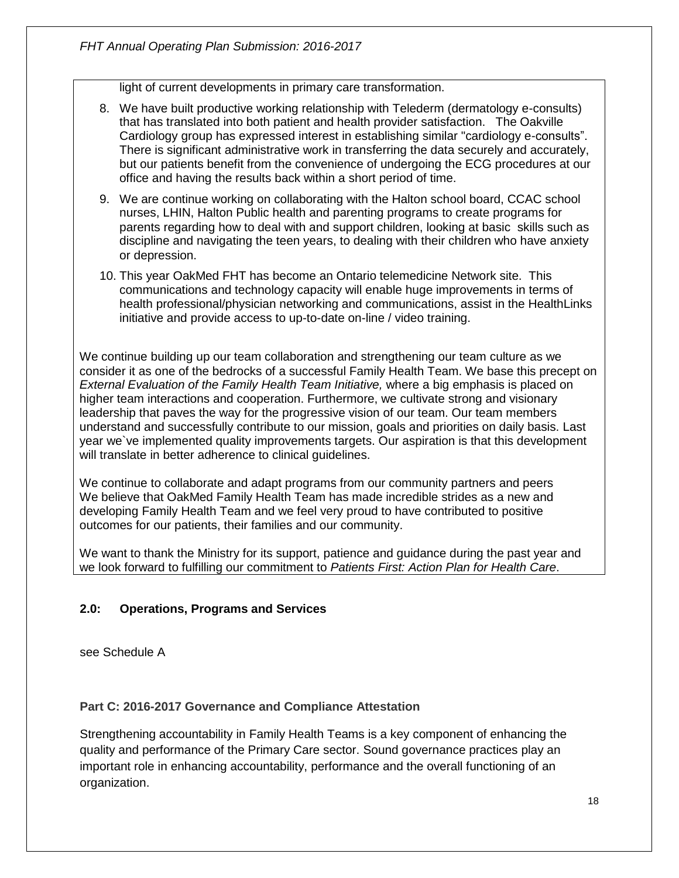light of current developments in primary care transformation.

8. We have built productive working relationship with Telederm (dermatology e-consults) that has translated into both patient and health provider satisfaction. The Oakville Cardiology group has expressed interest in establishing similar "cardiology e-consults". There is significant administrative work in transferring the data securely and accurately, but our patients benefit from the convenience of undergoing the ECG procedures at our office and having the results back within a short period of time.
9. We are continue working on collaborating with the Halton school board, CCAC school nurses, LHIN, Halton Public health and parenting programs to create programs for parents regarding how to deal with and support children, looking at basic skills such as discipline and navigating the teen years, to dealing with their children who have anxiety or depression.
10. This year OakMed FHT has become an Ontario telemedicine Network site. This communications and technology capacity will enable huge improvements in terms of health professional/physician networking and communications, assist in the HealthLinks initiative and provide access to up-to-date on-line / video training.

We continue building up our team collaboration and strengthening our team culture as we consider it as one of the bedrocks of a successful Family Health Team. We base this precept on *External Evaluation of the Family Health Team Initiative,* where a big emphasis is placed on higher team interactions and cooperation. Furthermore, we cultivate strong and visionary leadership that paves the way for the progressive vision of our team. Our team members understand and successfully contribute to our mission, goals and priorities on daily basis. Last year we`ve implemented quality improvements targets. Our aspiration is that this development will translate in better adherence to clinical guidelines.

We continue to collaborate and adapt programs from our community partners and peers
We believe that OakMed Family Health Team has made incredible strides as a new and developing Family Health Team and we feel very proud to have contributed to positive outcomes for our patients, their families and our community.

We want to thank the Ministry for its support, patience and guidance during the past year and we look forward to fulfilling our commitment to *Patients First: Action Plan for Health Care*.

## 2.0: Operations, Programs and Services

see Schedule A

## Part C: 2016-2017 Governance and Compliance Attestation

Strengthening accountability in Family Health Teams is a key component of enhancing the quality and performance of the Primary Care sector. Sound governance practices play an important role in enhancing accountability, performance and the overall functioning of an organization.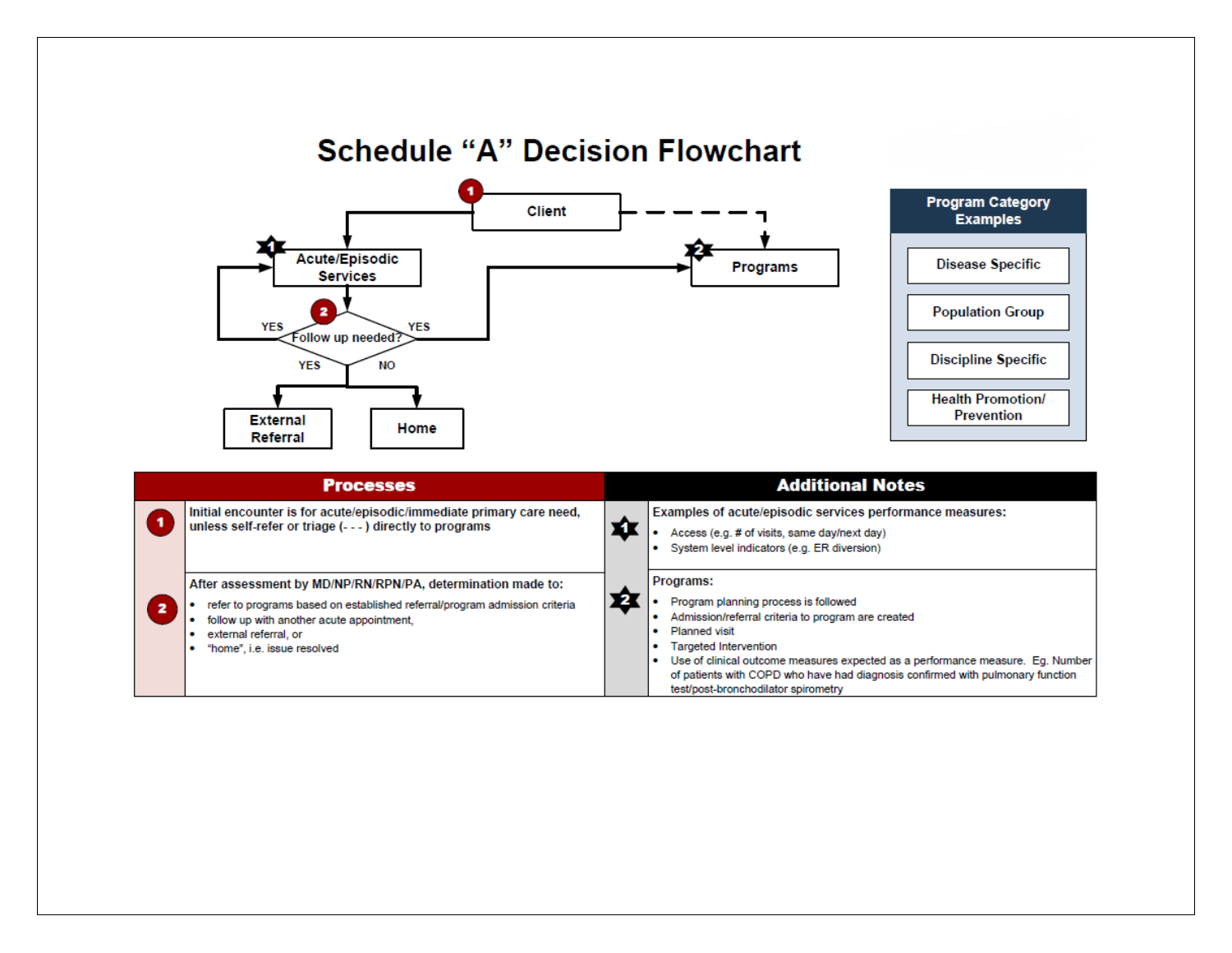# Schedule "A" Decision Flowchart

Client

Acute/Episodic Services

Programs

Follow up needed?

YES

YES

YES

NO

External Referral

Home

**Program Category Examples**

- Disease Specific
- Population Group
- Discipline Specific
- Health Promotion/ Prevention

| Processes | | Additional Notes | |
|---|---|---|---|
| 1 | Initial encounter is for acute/episodic/immediate primary care need, unless self-refer or triage (- - - ) directly to programs | 1 | Examples of acute/episodic services performance measures:<br>• Access (e.g. # of visits, same day/next day)<br>• System level indicators (e.g. ER diversion) |
| 2 | After assessment by MD/NP/RN/RPN/PA, determination made to:<br>• refer to programs based on established referral/program admission criteria<br>• follow up with another acute appointment,<br>• external referral, or<br>• "home", i.e. issue resolved | 2 | Programs:<br>• Program planning process is followed<br>• Admission/referral criteria to program are created<br>• Planned visit<br>• Targeted Intervention<br>• Use of clinical outcome measures expected as a performance measure. Eg. Number of patients with COPD who have had diagnosis confirmed with pulmonary function test/post-bronchodilator spirometry |